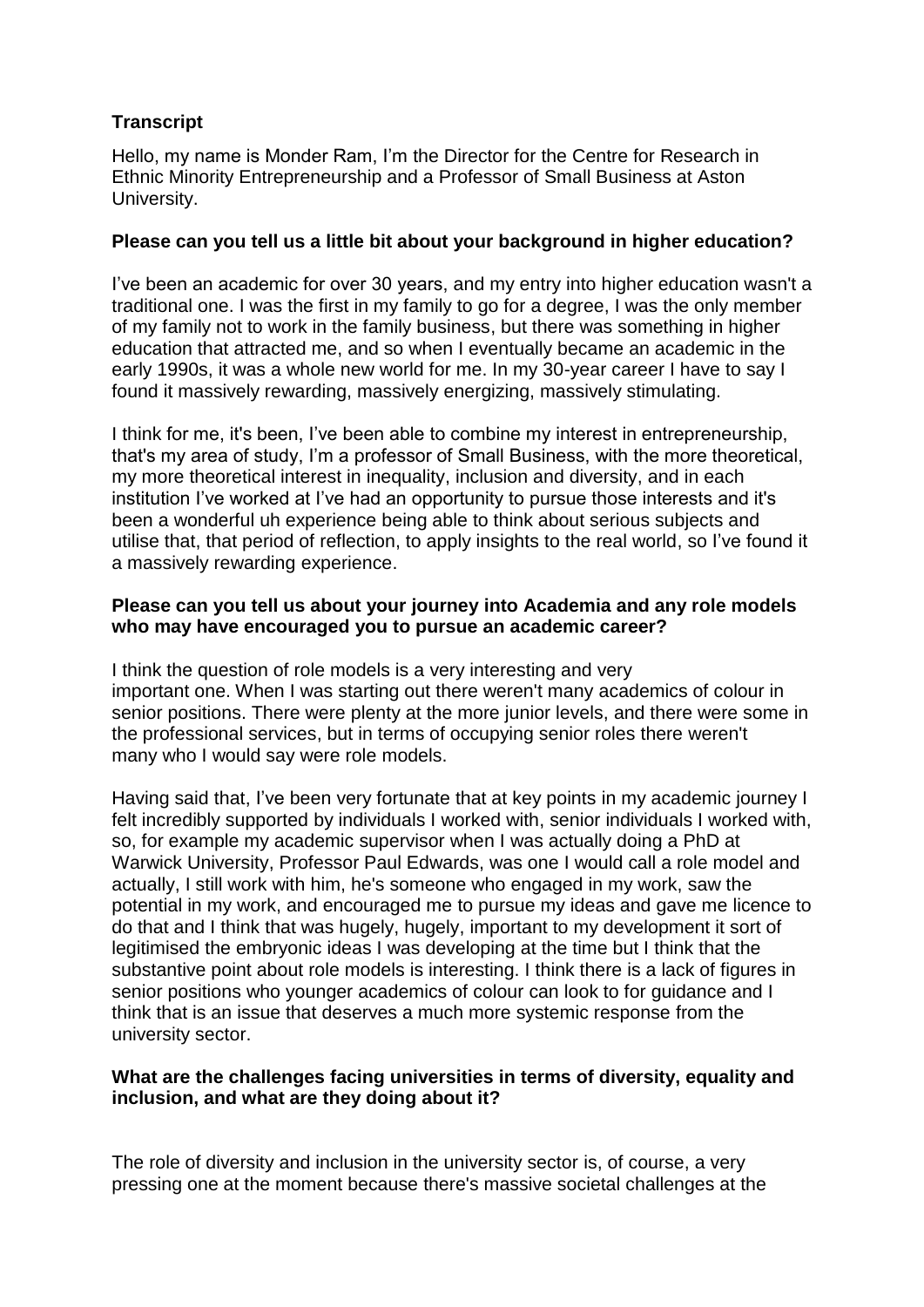**Transcript**

Hello, my name is Monder Ram, I'm the Director for the Centre for Research in Ethnic Minority Entrepreneurship and a Professor of Small Business at Aston University.

**Please can you tell us a little bit about your background in higher education?**

I've been an academic for over 30 years, and my entry into higher education wasn't a traditional one. I was the first in my family to go for a degree, I was the only member of my family not to work in the family business, but there was something in higher education that attracted me, and so when I eventually became an academic in the early 1990s, it was a whole new world for me. In my 30-year career I have to say I found it massively rewarding, massively energizing, massively stimulating.

I think for me, it's been, I've been able to combine my interest in entrepreneurship, that's my area of study, I'm a professor of Small Business, with the more theoretical, my more theoretical interest in inequality, inclusion and diversity, and in each institution I've worked at I've had an opportunity to pursue those interests and it's been a wonderful uh experience being able to think about serious subjects and utilise that, that period of reflection, to apply insights to the real world, so I've found it a massively rewarding experience.

**Please can you tell us about your journey into Academia and any role models who may have encouraged you to pursue an academic career?**

I think the question of role models is a very interesting and very important one. When I was starting out there weren't many academics of colour in senior positions. There were plenty at the more junior levels, and there were some in the professional services, but in terms of occupying senior roles there weren't many who I would say were role models.

Having said that, I've been very fortunate that at key points in my academic journey I felt incredibly supported by individuals I worked with, senior individuals I worked with, so, for example my academic supervisor when I was actually doing a PhD at Warwick University, Professor Paul Edwards, was one I would call a role model and actually, I still work with him, he's someone who engaged in my work, saw the potential in my work, and encouraged me to pursue my ideas and gave me licence to do that and I think that was hugely, hugely, important to my development it sort of legitimised the embryonic ideas I was developing at the time but I think that the substantive point about role models is interesting. I think there is a lack of figures in senior positions who younger academics of colour can look to for guidance and I think that is an issue that deserves a much more systemic response from the university sector.

**What are the challenges facing universities in terms of diversity, equality and inclusion, and what are they doing about it?**

The role of diversity and inclusion in the university sector is, of course, a very pressing one at the moment because there's massive societal challenges at the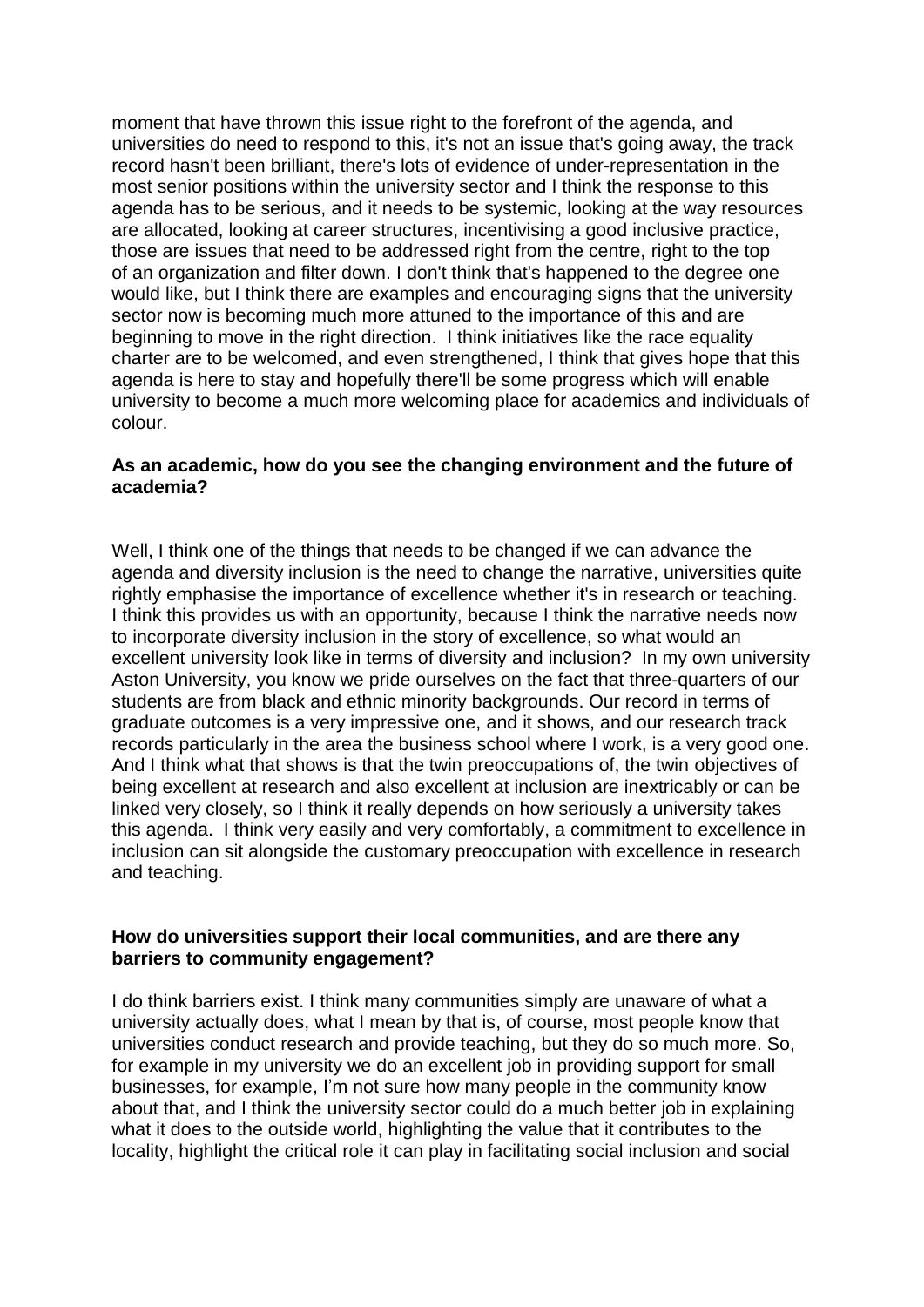moment that have thrown this issue right to the forefront of the agenda, and universities do need to respond to this, it's not an issue that's going away, the track record hasn't been brilliant, there's lots of evidence of under-representation in the most senior positions within the university sector and I think the response to this agenda has to be serious, and it needs to be systemic, looking at the way resources are allocated, looking at career structures, incentivising a good inclusive practice, those are issues that need to be addressed right from the centre, right to the top of an organization and filter down. I don't think that's happened to the degree one would like, but I think there are examples and encouraging signs that the university sector now is becoming much more attuned to the importance of this and are beginning to move in the right direction. I think initiatives like the race equality charter are to be welcomed, and even strengthened, I think that gives hope that this agenda is here to stay and hopefully there'll be some progress which will enable university to become a much more welcoming place for academics and individuals of colour.

**As an academic, how do you see the changing environment and the future of academia?**

Well, I think one of the things that needs to be changed if we can advance the agenda and diversity inclusion is the need to change the narrative, universities quite rightly emphasise the importance of excellence whether it's in research or teaching. I think this provides us with an opportunity, because I think the narrative needs now to incorporate diversity inclusion in the story of excellence, so what would an excellent university look like in terms of diversity and inclusion? In my own university Aston University, you know we pride ourselves on the fact that three-quarters of our students are from black and ethnic minority backgrounds. Our record in terms of graduate outcomes is a very impressive one, and it shows, and our research track records particularly in the area the business school where I work, is a very good one. And I think what that shows is that the twin preoccupations of, the twin objectives of being excellent at research and also excellent at inclusion are inextricably or can be linked very closely, so I think it really depends on how seriously a university takes this agenda. I think very easily and very comfortably, a commitment to excellence in inclusion can sit alongside the customary preoccupation with excellence in research and teaching.

**How do universities support their local communities, and are there any barriers to community engagement?**

I do think barriers exist. I think many communities simply are unaware of what a university actually does, what I mean by that is, of course, most people know that universities conduct research and provide teaching, but they do so much more. So, for example in my university we do an excellent job in providing support for small businesses, for example, I'm not sure how many people in the community know about that, and I think the university sector could do a much better job in explaining what it does to the outside world, highlighting the value that it contributes to the locality, highlight the critical role it can play in facilitating social inclusion and social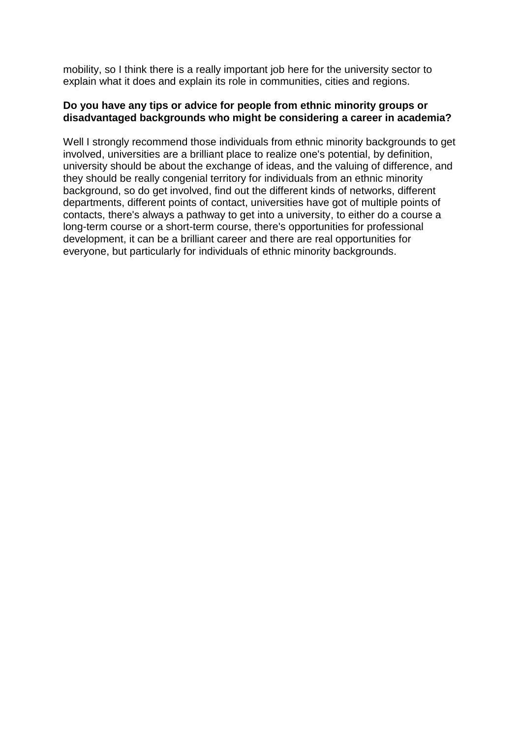mobility, so I think there is a really important job here for the university sector to explain what it does and explain its role in communities, cities and regions.

**Do you have any tips or advice for people from ethnic minority groups or disadvantaged backgrounds who might be considering a career in academia?**

Well I strongly recommend those individuals from ethnic minority backgrounds to get involved, universities are a brilliant place to realize one's potential, by definition, university should be about the exchange of ideas, and the valuing of difference, and they should be really congenial territory for individuals from an ethnic minority background, so do get involved, find out the different kinds of networks, different departments, different points of contact, universities have got of multiple points of contacts, there's always a pathway to get into a university, to either do a course a long-term course or a short-term course, there's opportunities for professional development, it can be a brilliant career and there are real opportunities for everyone, but particularly for individuals of ethnic minority backgrounds.